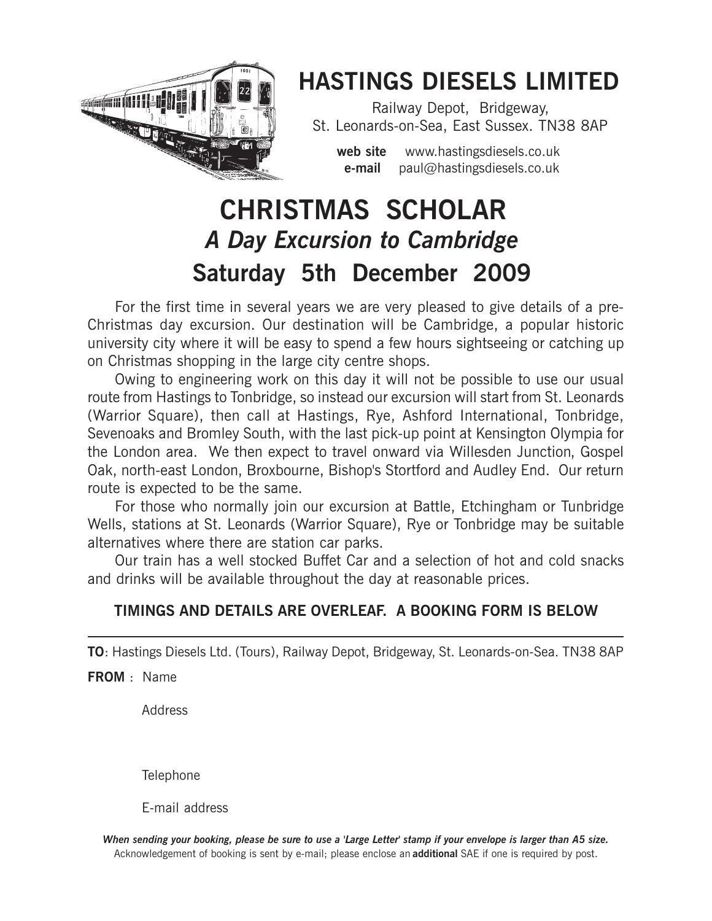# HASTINGS DIESELS LIMITED

Railway Depot, Bridgeway,
St. Leonards-on-Sea, East Sussex. TN38 8AP

**web site** www.hastingsdiesels.co.uk
**e-mail** paul@hastingsdiesels.co.uk

# CHRISTMAS SCHOLAR

## *A Day Excursion to Cambridge*

## Saturday 5th December 2009

For the first time in several years we are very pleased to give details of a pre-Christmas day excursion. Our destination will be Cambridge, a popular historic university city where it will be easy to spend a few hours sightseeing or catching up on Christmas shopping in the large city centre shops.

Owing to engineering work on this day it will not be possible to use our usual route from Hastings to Tonbridge, so instead our excursion will start from St. Leonards (Warrior Square), then call at Hastings, Rye, Ashford International, Tonbridge, Sevenoaks and Bromley South, with the last pick-up point at Kensington Olympia for the London area. We then expect to travel onward via Willesden Junction, Gospel Oak, north-east London, Broxbourne, Bishop's Stortford and Audley End. Our return route is expected to be the same.

For those who normally join our excursion at Battle, Etchingham or Tunbridge Wells, stations at St. Leonards (Warrior Square), Rye or Tonbridge may be suitable alternatives where there are station car parks.

Our train has a well stocked Buffet Car and a selection of hot and cold snacks and drinks will be available throughout the day at reasonable prices.

**TIMINGS AND DETAILS ARE OVERLEAF. A BOOKING FORM IS BELOW**

---

**TO**: Hastings Diesels Ltd. (Tours), Railway Depot, Bridgeway, St. Leonards-on-Sea. TN38 8AP

**FROM** : Name

Address

Telephone

E-mail address

***When sending your booking, please be sure to use a 'Large Letter' stamp if your envelope is larger than A5 size.***
Acknowledgement of booking is sent by e-mail; please enclose an **additional** SAE if one is required by post.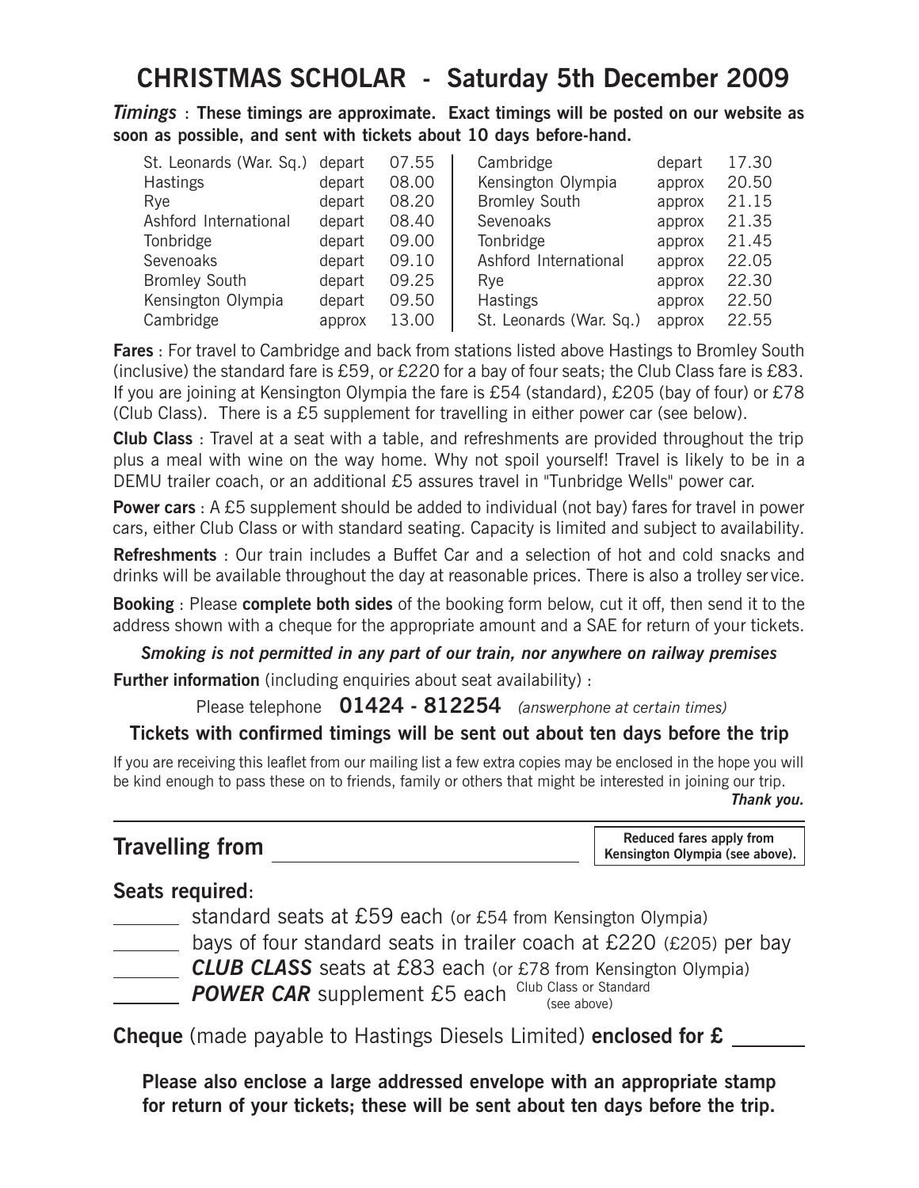# CHRISTMAS SCHOLAR - Saturday 5th December 2009

***Timings*** : **These timings are approximate. Exact timings will be posted on our website as soon as possible, and sent with tickets about 10 days before-hand.**

| | | | | | |
|---|---|---|---|---|---|
| St. Leonards (War. Sq.) | depart | 07.55 | Cambridge | depart | 17.30 |
| Hastings | depart | 08.00 | Kensington Olympia | approx | 20.50 |
| Rye | depart | 08.20 | Bromley South | approx | 21.15 |
| Ashford International | depart | 08.40 | Sevenoaks | approx | 21.35 |
| Tonbridge | depart | 09.00 | Tonbridge | approx | 21.45 |
| Sevenoaks | depart | 09.10 | Ashford International | approx | 22.05 |
| Bromley South | depart | 09.25 | Rye | approx | 22.30 |
| Kensington Olympia | depart | 09.50 | Hastings | approx | 22.50 |
| Cambridge | approx | 13.00 | St. Leonards (War. Sq.) | approx | 22.55 |

**Fares** : For travel to Cambridge and back from stations listed above Hastings to Bromley South (inclusive) the standard fare is £59, or £220 for a bay of four seats; the Club Class fare is £83. If you are joining at Kensington Olympia the fare is £54 (standard), £205 (bay of four) or £78 (Club Class). There is a £5 supplement for travelling in either power car (see below).

**Club Class** : Travel at a seat with a table, and refreshments are provided throughout the trip plus a meal with wine on the way home. Why not spoil yourself! Travel is likely to be in a DEMU trailer coach, or an additional £5 assures travel in "Tunbridge Wells" power car.

**Power cars** : A £5 supplement should be added to individual (not bay) fares for travel in power cars, either Club Class or with standard seating. Capacity is limited and subject to availability.

**Refreshments** : Our train includes a Buffet Car and a selection of hot and cold snacks and drinks will be available throughout the day at reasonable prices. There is also a trolley service.

**Booking** : Please **complete both sides** of the booking form below, cut it off, then send it to the address shown with a cheque for the appropriate amount and a SAE for return of your tickets.

***Smoking is not permitted in any part of our train, nor anywhere on railway premises***

**Further information** (including enquiries about seat availability) :

Please telephone **01424 - 812254** *(answerphone at certain times)*

**Tickets with confirmed timings will be sent out about ten days before the trip**

If you are receiving this leaflet from our mailing list a few extra copies may be enclosed in the hope you will be kind enough to pass these on to friends, family or others that might be interested in joining our trip.

***Thank you.***

---

**Travelling from** ______________________

**Reduced fares apply from Kensington Olympia (see above).**

**Seats required**:

_______ standard seats at £59 each (or £54 from Kensington Olympia)

_______ bays of four standard seats in trailer coach at £220 (£205) per bay

_______ ***CLUB CLASS*** seats at £83 each (or £78 from Kensington Olympia)

_______ ***POWER CAR*** supplement £5 each Club Class or Standard (see above)

**Cheque** (made payable to Hastings Diesels Limited) **enclosed for £** _______

**Please also enclose a large addressed envelope with an appropriate stamp for return of your tickets; these will be sent about ten days before the trip.**